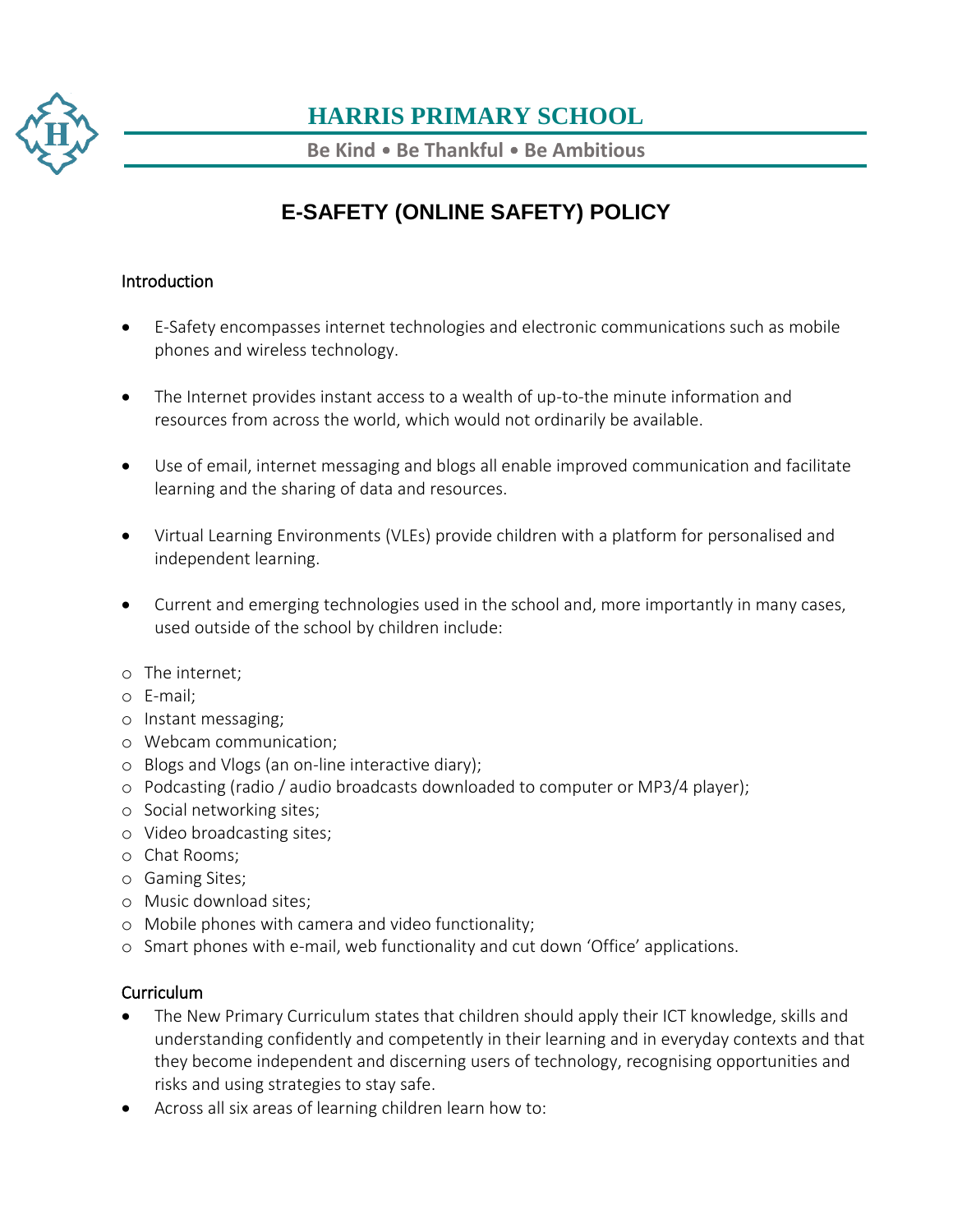# HARRIS PRIMARY SCHOOL

**Be Kind • Be Thankful • Be Ambitious**

## E-SAFETY (ONLINE SAFETY) POLICY

### Introduction

- E-Safety encompasses internet technologies and electronic communications such as mobile phones and wireless technology.
- The Internet provides instant access to a wealth of up-to-the minute information and resources from across the world, which would not ordinarily be available.
- Use of email, internet messaging and blogs all enable improved communication and facilitate learning and the sharing of data and resources.
- Virtual Learning Environments (VLEs) provide children with a platform for personalised and independent learning.
- Current and emerging technologies used in the school and, more importantly in many cases, used outside of the school by children include:
  - The internet;
  - E-mail;
  - Instant messaging;
  - Webcam communication;
  - Blogs and Vlogs (an on-line interactive diary);
  - Podcasting (radio / audio broadcasts downloaded to computer or MP3/4 player);
  - Social networking sites;
  - Video broadcasting sites;
  - Chat Rooms;
  - Gaming Sites;
  - Music download sites;
  - Mobile phones with camera and video functionality;
  - Smart phones with e-mail, web functionality and cut down 'Office' applications.

### Curriculum

- The New Primary Curriculum states that children should apply their ICT knowledge, skills and understanding confidently and competently in their learning and in everyday contexts and that they become independent and discerning users of technology, recognising opportunities and risks and using strategies to stay safe.
- Across all six areas of learning children learn how to: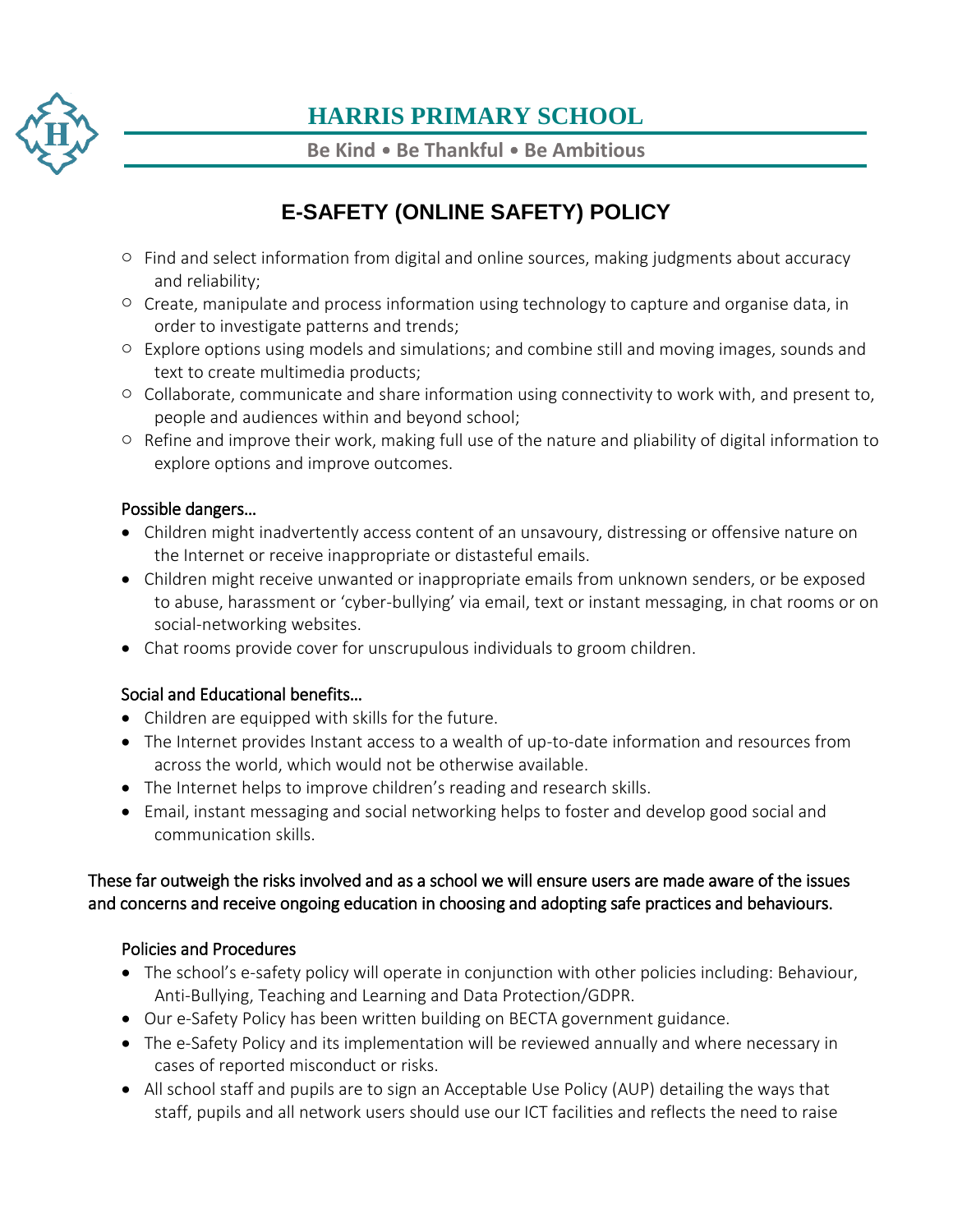- Find and select information from digital and online sources, making judgments about accuracy and reliability;
- Create, manipulate and process information using technology to capture and organise data, in order to investigate patterns and trends;
- Explore options using models and simulations; and combine still and moving images, sounds and text to create multimedia products;
- Collaborate, communicate and share information using connectivity to work with, and present to, people and audiences within and beyond school;
- Refine and improve their work, making full use of the nature and pliability of digital information to explore options and improve outcomes.

Possible dangers…

- Children might inadvertently access content of an unsavoury, distressing or offensive nature on the Internet or receive inappropriate or distasteful emails.
- Children might receive unwanted or inappropriate emails from unknown senders, or be exposed to abuse, harassment or 'cyber-bullying' via email, text or instant messaging, in chat rooms or on social-networking websites.
- Chat rooms provide cover for unscrupulous individuals to groom children.

Social and Educational benefits…

- Children are equipped with skills for the future.
- The Internet provides Instant access to a wealth of up-to-date information and resources from across the world, which would not be otherwise available.
- The Internet helps to improve children's reading and research skills.
- Email, instant messaging and social networking helps to foster and develop good social and communication skills.

These far outweigh the risks involved and as a school we will ensure users are made aware of the issues and concerns and receive ongoing education in choosing and adopting safe practices and behaviours.

Policies and Procedures

- The school's e-safety policy will operate in conjunction with other policies including: Behaviour, Anti-Bullying, Teaching and Learning and Data Protection/GDPR.
- Our e-Safety Policy has been written building on BECTA government guidance.
- The e-Safety Policy and its implementation will be reviewed annually and where necessary in cases of reported misconduct or risks.
- All school staff and pupils are to sign an Acceptable Use Policy (AUP) detailing the ways that staff, pupils and all network users should use our ICT facilities and reflects the need to raise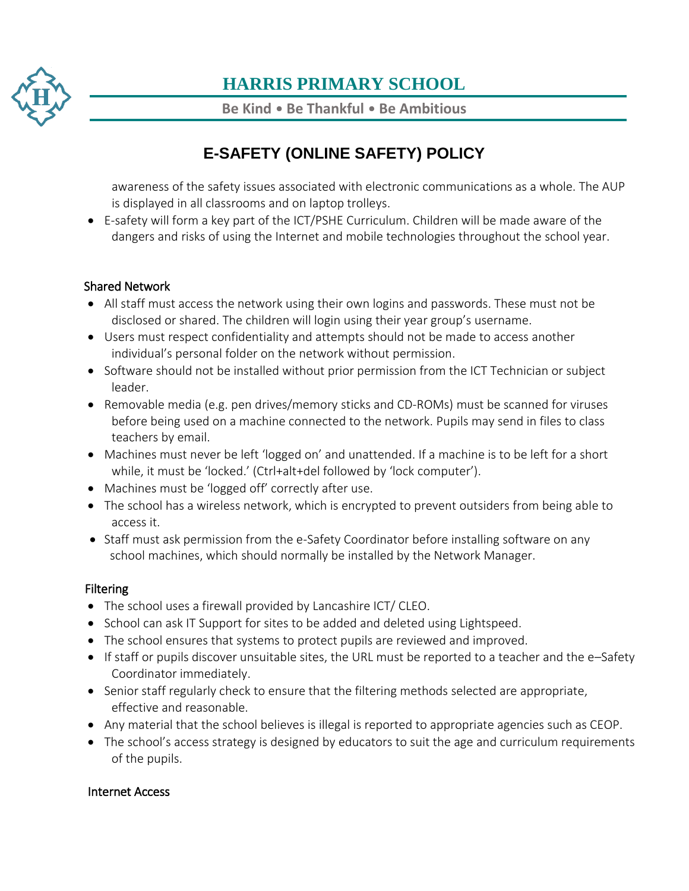awareness of the safety issues associated with electronic communications as a whole. The AUP is displayed in all classrooms and on laptop trolleys.

- E-safety will form a key part of the ICT/PSHE Curriculum. Children will be made aware of the dangers and risks of using the Internet and mobile technologies throughout the school year.

### Shared Network

- All staff must access the network using their own logins and passwords. These must not be disclosed or shared. The children will login using their year group's username.
- Users must respect confidentiality and attempts should not be made to access another individual's personal folder on the network without permission.
- Software should not be installed without prior permission from the ICT Technician or subject leader.
- Removable media (e.g. pen drives/memory sticks and CD-ROMs) must be scanned for viruses before being used on a machine connected to the network. Pupils may send in files to class teachers by email.
- Machines must never be left 'logged on' and unattended. If a machine is to be left for a short while, it must be 'locked.' (Ctrl+alt+del followed by 'lock computer').
- Machines must be 'logged off' correctly after use.
- The school has a wireless network, which is encrypted to prevent outsiders from being able to access it.
- Staff must ask permission from the e-Safety Coordinator before installing software on any school machines, which should normally be installed by the Network Manager.

### Filtering

- The school uses a firewall provided by Lancashire ICT/ CLEO.
- School can ask IT Support for sites to be added and deleted using Lightspeed.
- The school ensures that systems to protect pupils are reviewed and improved.
- If staff or pupils discover unsuitable sites, the URL must be reported to a teacher and the e–Safety Coordinator immediately.
- Senior staff regularly check to ensure that the filtering methods selected are appropriate, effective and reasonable.
- Any material that the school believes is illegal is reported to appropriate agencies such as CEOP.
- The school's access strategy is designed by educators to suit the age and curriculum requirements of the pupils.

### Internet Access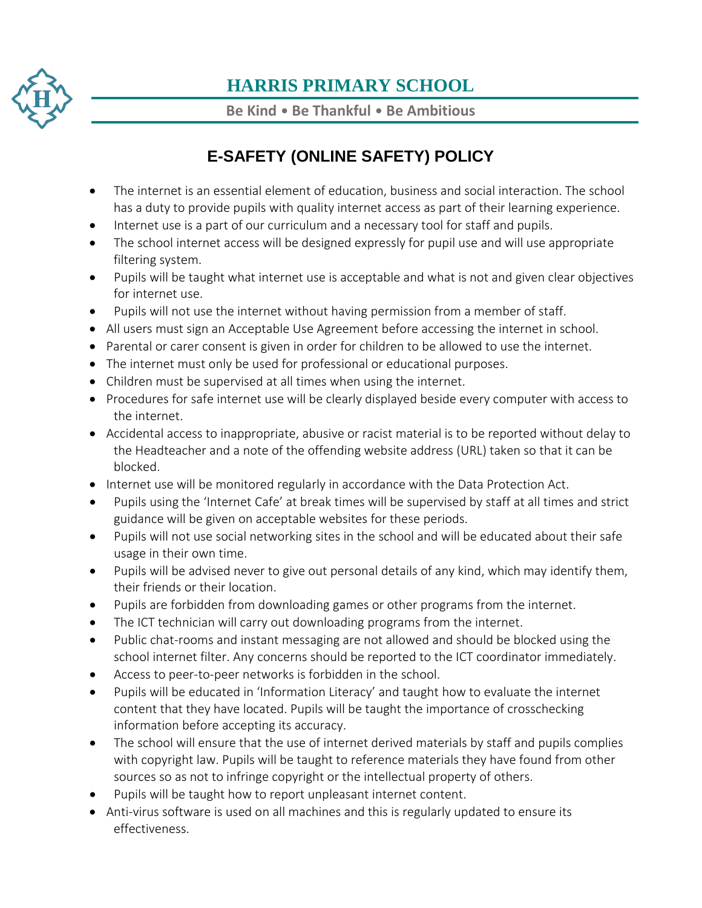# HARRIS PRIMARY SCHOOL

**Be Kind • Be Thankful • Be Ambitious**

## E-SAFETY (ONLINE SAFETY) POLICY

- The internet is an essential element of education, business and social interaction. The school has a duty to provide pupils with quality internet access as part of their learning experience.
- Internet use is a part of our curriculum and a necessary tool for staff and pupils.
- The school internet access will be designed expressly for pupil use and will use appropriate filtering system.
- Pupils will be taught what internet use is acceptable and what is not and given clear objectives for internet use.
- Pupils will not use the internet without having permission from a member of staff.
- All users must sign an Acceptable Use Agreement before accessing the internet in school.
- Parental or carer consent is given in order for children to be allowed to use the internet.
- The internet must only be used for professional or educational purposes.
- Children must be supervised at all times when using the internet.
- Procedures for safe internet use will be clearly displayed beside every computer with access to the internet.
- Accidental access to inappropriate, abusive or racist material is to be reported without delay to the Headteacher and a note of the offending website address (URL) taken so that it can be blocked.
- Internet use will be monitored regularly in accordance with the Data Protection Act.
- Pupils using the 'Internet Cafe' at break times will be supervised by staff at all times and strict guidance will be given on acceptable websites for these periods.
- Pupils will not use social networking sites in the school and will be educated about their safe usage in their own time.
- Pupils will be advised never to give out personal details of any kind, which may identify them, their friends or their location.
- Pupils are forbidden from downloading games or other programs from the internet.
- The ICT technician will carry out downloading programs from the internet.
- Public chat-rooms and instant messaging are not allowed and should be blocked using the school internet filter. Any concerns should be reported to the ICT coordinator immediately.
- Access to peer-to-peer networks is forbidden in the school.
- Pupils will be educated in 'Information Literacy' and taught how to evaluate the internet content that they have located. Pupils will be taught the importance of crosschecking information before accepting its accuracy.
- The school will ensure that the use of internet derived materials by staff and pupils complies with copyright law. Pupils will be taught to reference materials they have found from other sources so as not to infringe copyright or the intellectual property of others.
- Pupils will be taught how to report unpleasant internet content.
- Anti-virus software is used on all machines and this is regularly updated to ensure its effectiveness.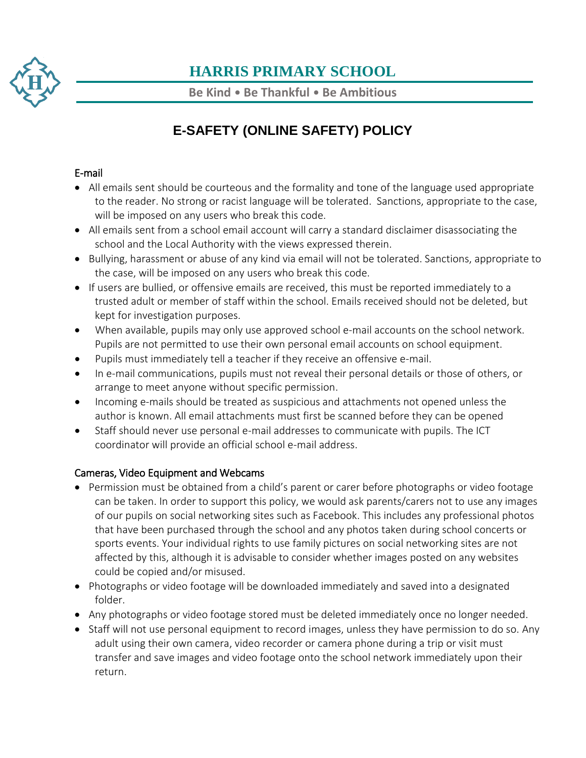# HARRIS PRIMARY SCHOOL

**Be Kind • Be Thankful • Be Ambitious**

## E-SAFETY (ONLINE SAFETY) POLICY

### E-mail

- All emails sent should be courteous and the formality and tone of the language used appropriate to the reader. No strong or racist language will be tolerated. Sanctions, appropriate to the case, will be imposed on any users who break this code.
- All emails sent from a school email account will carry a standard disclaimer disassociating the school and the Local Authority with the views expressed therein.
- Bullying, harassment or abuse of any kind via email will not be tolerated. Sanctions, appropriate to the case, will be imposed on any users who break this code.
- If users are bullied, or offensive emails are received, this must be reported immediately to a trusted adult or member of staff within the school. Emails received should not be deleted, but kept for investigation purposes.
- When available, pupils may only use approved school e-mail accounts on the school network. Pupils are not permitted to use their own personal email accounts on school equipment.
- Pupils must immediately tell a teacher if they receive an offensive e-mail.
- In e-mail communications, pupils must not reveal their personal details or those of others, or arrange to meet anyone without specific permission.
- Incoming e-mails should be treated as suspicious and attachments not opened unless the author is known. All email attachments must first be scanned before they can be opened
- Staff should never use personal e-mail addresses to communicate with pupils. The ICT coordinator will provide an official school e-mail address.

### Cameras, Video Equipment and Webcams

- Permission must be obtained from a child's parent or carer before photographs or video footage can be taken. In order to support this policy, we would ask parents/carers not to use any images of our pupils on social networking sites such as Facebook. This includes any professional photos that have been purchased through the school and any photos taken during school concerts or sports events. Your individual rights to use family pictures on social networking sites are not affected by this, although it is advisable to consider whether images posted on any websites could be copied and/or misused.
- Photographs or video footage will be downloaded immediately and saved into a designated folder.
- Any photographs or video footage stored must be deleted immediately once no longer needed.
- Staff will not use personal equipment to record images, unless they have permission to do so. Any adult using their own camera, video recorder or camera phone during a trip or visit must transfer and save images and video footage onto the school network immediately upon their return.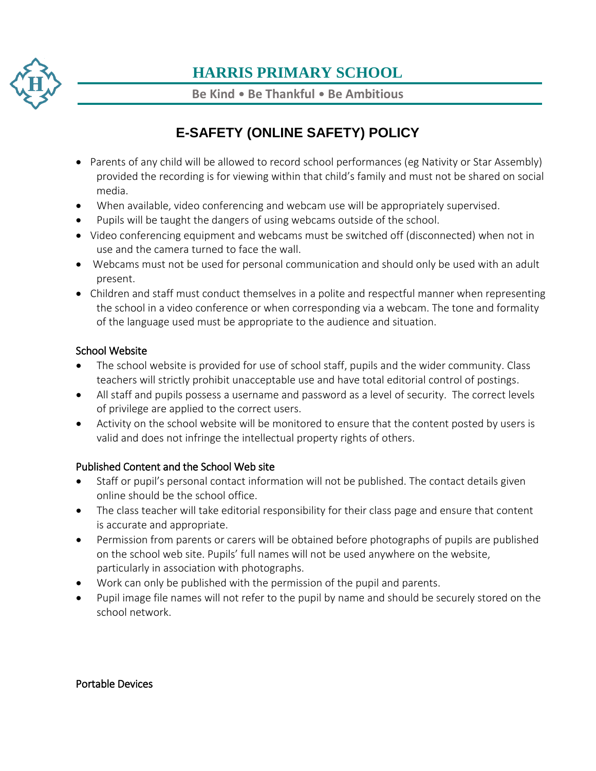- Parents of any child will be allowed to record school performances (eg Nativity or Star Assembly) provided the recording is for viewing within that child's family and must not be shared on social media.
- When available, video conferencing and webcam use will be appropriately supervised.
- Pupils will be taught the dangers of using webcams outside of the school.
- Video conferencing equipment and webcams must be switched off (disconnected) when not in use and the camera turned to face the wall.
- Webcams must not be used for personal communication and should only be used with an adult present.
- Children and staff must conduct themselves in a polite and respectful manner when representing the school in a video conference or when corresponding via a webcam. The tone and formality of the language used must be appropriate to the audience and situation.

School Website

- The school website is provided for use of school staff, pupils and the wider community. Class teachers will strictly prohibit unacceptable use and have total editorial control of postings.
- All staff and pupils possess a username and password as a level of security. The correct levels of privilege are applied to the correct users.
- Activity on the school website will be monitored to ensure that the content posted by users is valid and does not infringe the intellectual property rights of others.

Published Content and the School Web site

- Staff or pupil's personal contact information will not be published. The contact details given online should be the school office.
- The class teacher will take editorial responsibility for their class page and ensure that content is accurate and appropriate.
- Permission from parents or carers will be obtained before photographs of pupils are published on the school web site. Pupils' full names will not be used anywhere on the website, particularly in association with photographs.
- Work can only be published with the permission of the pupil and parents.
- Pupil image file names will not refer to the pupil by name and should be securely stored on the school network.

Portable Devices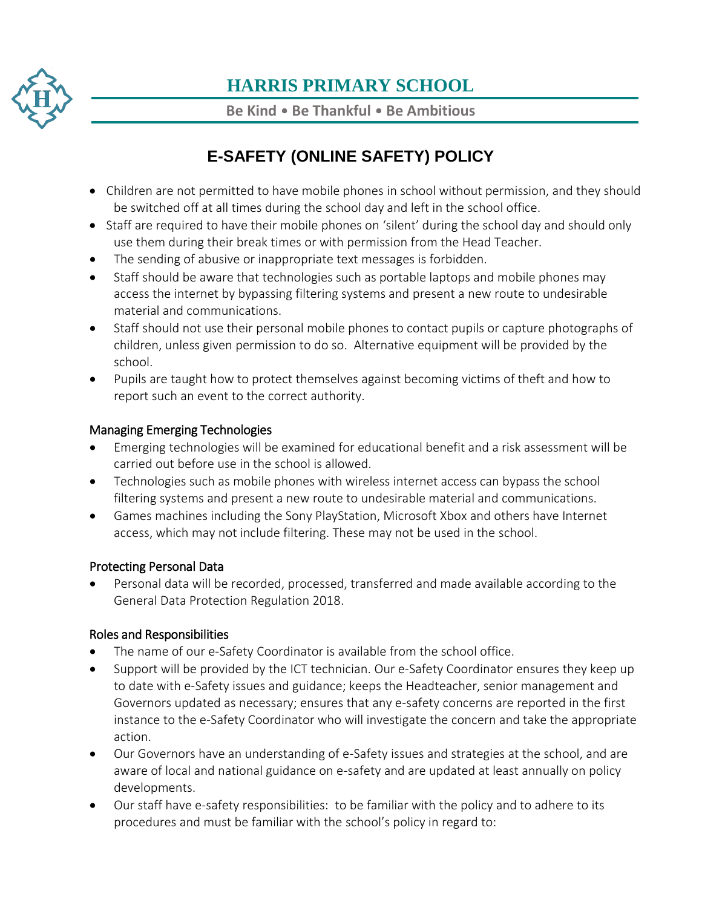# HARRIS PRIMARY SCHOOL

**Be Kind • Be Thankful • Be Ambitious**

## E-SAFETY (ONLINE SAFETY) POLICY

- Children are not permitted to have mobile phones in school without permission, and they should be switched off at all times during the school day and left in the school office.
- Staff are required to have their mobile phones on 'silent' during the school day and should only use them during their break times or with permission from the Head Teacher.
- The sending of abusive or inappropriate text messages is forbidden.
- Staff should be aware that technologies such as portable laptops and mobile phones may access the internet by bypassing filtering systems and present a new route to undesirable material and communications.
- Staff should not use their personal mobile phones to contact pupils or capture photographs of children, unless given permission to do so. Alternative equipment will be provided by the school.
- Pupils are taught how to protect themselves against becoming victims of theft and how to report such an event to the correct authority.

### Managing Emerging Technologies

- Emerging technologies will be examined for educational benefit and a risk assessment will be carried out before use in the school is allowed.
- Technologies such as mobile phones with wireless internet access can bypass the school filtering systems and present a new route to undesirable material and communications.
- Games machines including the Sony PlayStation, Microsoft Xbox and others have Internet access, which may not include filtering. These may not be used in the school.

### Protecting Personal Data

- Personal data will be recorded, processed, transferred and made available according to the General Data Protection Regulation 2018.

### Roles and Responsibilities

- The name of our e-Safety Coordinator is available from the school office.
- Support will be provided by the ICT technician. Our e-Safety Coordinator ensures they keep up to date with e-Safety issues and guidance; keeps the Headteacher, senior management and Governors updated as necessary; ensures that any e-safety concerns are reported in the first instance to the e-Safety Coordinator who will investigate the concern and take the appropriate action.
- Our Governors have an understanding of e-Safety issues and strategies at the school, and are aware of local and national guidance on e-safety and are updated at least annually on policy developments.
- Our staff have e-safety responsibilities: to be familiar with the policy and to adhere to its procedures and must be familiar with the school's policy in regard to: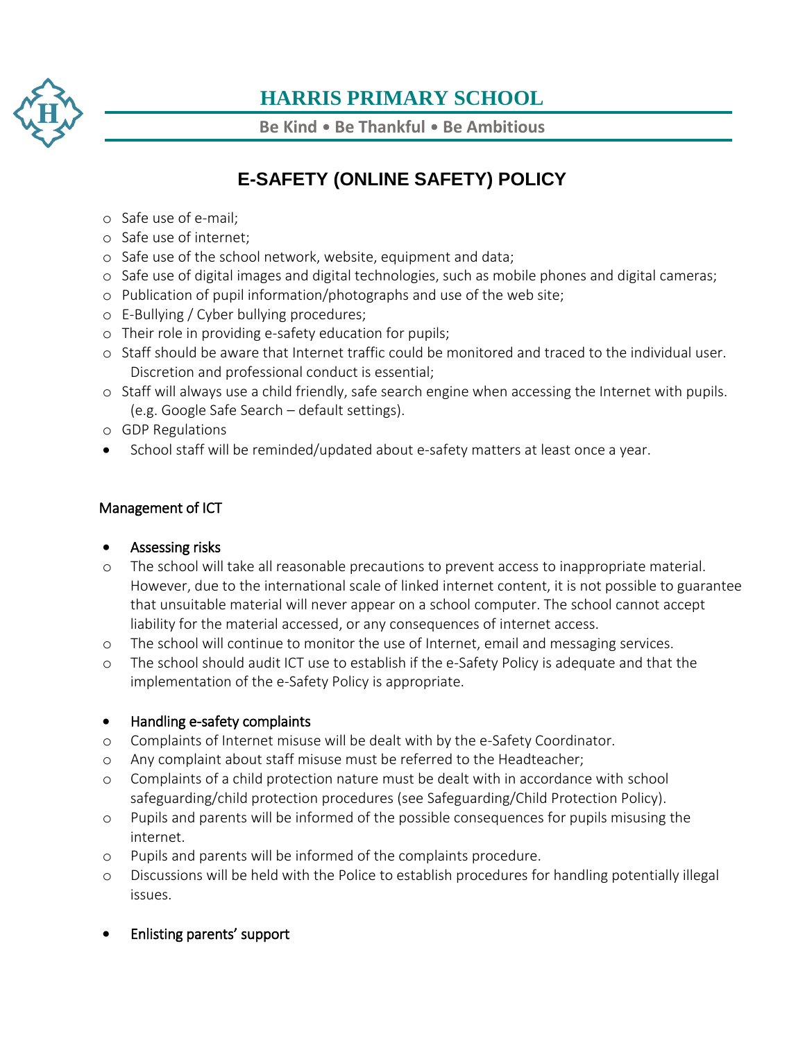- Safe use of e-mail;
- Safe use of internet;
- Safe use of the school network, website, equipment and data;
- Safe use of digital images and digital technologies, such as mobile phones and digital cameras;
- Publication of pupil information/photographs and use of the web site;
- E-Bullying / Cyber bullying procedures;
- Their role in providing e-safety education for pupils;
- Staff should be aware that Internet traffic could be monitored and traced to the individual user. Discretion and professional conduct is essential;
- Staff will always use a child friendly, safe search engine when accessing the Internet with pupils. (e.g. Google Safe Search – default settings).
- GDP Regulations

- School staff will be reminded/updated about e-safety matters at least once a year.

## Management of ICT

- Assessing risks
  - The school will take all reasonable precautions to prevent access to inappropriate material. However, due to the international scale of linked internet content, it is not possible to guarantee that unsuitable material will never appear on a school computer. The school cannot accept liability for the material accessed, or any consequences of internet access.
  - The school will continue to monitor the use of Internet, email and messaging services.
  - The school should audit ICT use to establish if the e-Safety Policy is adequate and that the implementation of the e-Safety Policy is appropriate.

- Handling e-safety complaints
  - Complaints of Internet misuse will be dealt with by the e-Safety Coordinator.
  - Any complaint about staff misuse must be referred to the Headteacher;
  - Complaints of a child protection nature must be dealt with in accordance with school safeguarding/child protection procedures (see Safeguarding/Child Protection Policy).
  - Pupils and parents will be informed of the possible consequences for pupils misusing the internet.
  - Pupils and parents will be informed of the complaints procedure.
  - Discussions will be held with the Police to establish procedures for handling potentially illegal issues.

- Enlisting parents' support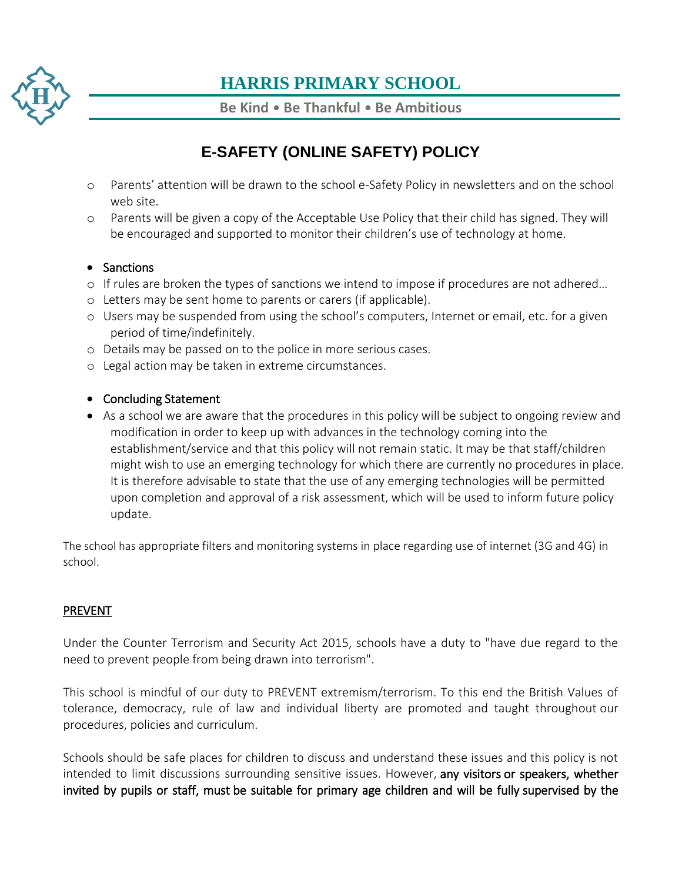# HARRIS PRIMARY SCHOOL

**Be Kind • Be Thankful • Be Ambitious**

## E-SAFETY (ONLINE SAFETY) POLICY

- Parents' attention will be drawn to the school e-Safety Policy in newsletters and on the school web site.
- Parents will be given a copy of the Acceptable Use Policy that their child has signed. They will be encouraged and supported to monitor their children's use of technology at home.

- Sanctions
  - If rules are broken the types of sanctions we intend to impose if procedures are not adhered…
  - Letters may be sent home to parents or carers (if applicable).
  - Users may be suspended from using the school's computers, Internet or email, etc. for a given period of time/indefinitely.
  - Details may be passed on to the police in more serious cases.
  - Legal action may be taken in extreme circumstances.

- Concluding Statement
- As a school we are aware that the procedures in this policy will be subject to ongoing review and modification in order to keep up with advances in the technology coming into the establishment/service and that this policy will not remain static. It may be that staff/children might wish to use an emerging technology for which there are currently no procedures in place. It is therefore advisable to state that the use of any emerging technologies will be permitted upon completion and approval of a risk assessment, which will be used to inform future policy update.

The school has appropriate filters and monitoring systems in place regarding use of internet (3G and 4G) in school.

### PREVENT

Under the Counter Terrorism and Security Act 2015, schools have a duty to "have due regard to the need to prevent people from being drawn into terrorism".

This school is mindful of our duty to PREVENT extremism/terrorism. To this end the British Values of tolerance, democracy, rule of law and individual liberty are promoted and taught throughout our procedures, policies and curriculum.

Schools should be safe places for children to discuss and understand these issues and this policy is not intended to limit discussions surrounding sensitive issues. However, any visitors or speakers, whether invited by pupils or staff, must be suitable for primary age children and will be fully supervised by the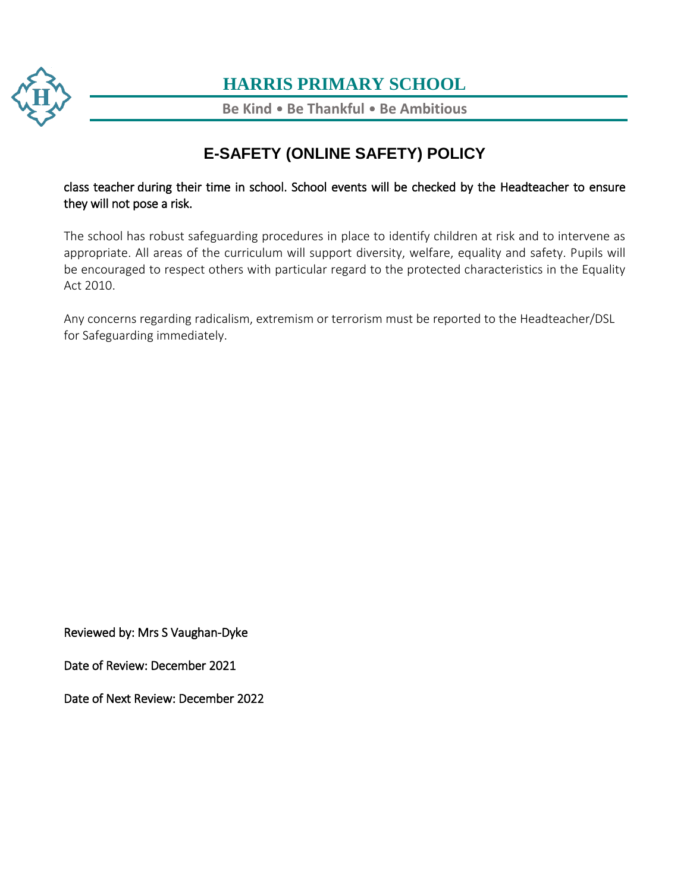class teacher during their time in school. School events will be checked by the Headteacher to ensure they will not pose a risk.

The school has robust safeguarding procedures in place to identify children at risk and to intervene as appropriate. All areas of the curriculum will support diversity, welfare, equality and safety. Pupils will be encouraged to respect others with particular regard to the protected characteristics in the Equality Act 2010.

Any concerns regarding radicalism, extremism or terrorism must be reported to the Headteacher/DSL for Safeguarding immediately.

Reviewed by: Mrs S Vaughan-Dyke

Date of Review: December 2021

Date of Next Review: December 2022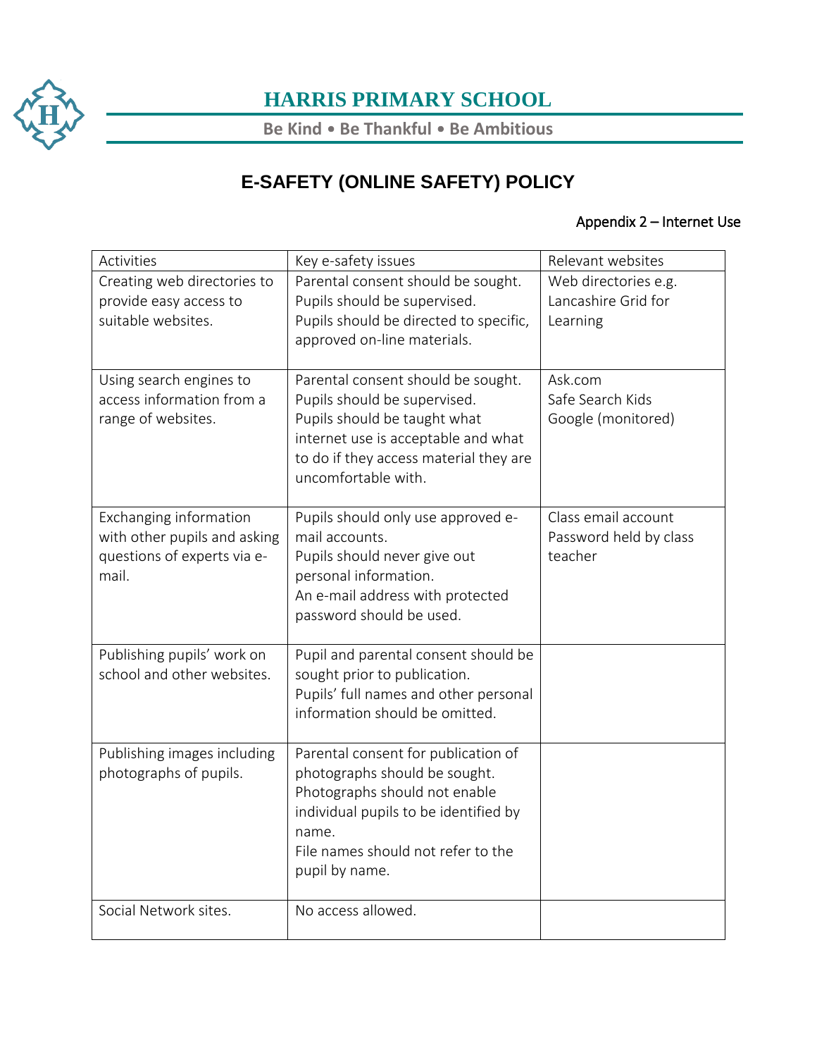# HARRIS PRIMARY SCHOOL

**Be Kind • Be Thankful • Be Ambitious**

## E-SAFETY (ONLINE SAFETY) POLICY

Appendix 2 – Internet Use

| Activities | Key e-safety issues | Relevant websites |
|---|---|---|
| Creating web directories to provide easy access to suitable websites. | Parental consent should be sought.<br>Pupils should be supervised.<br>Pupils should be directed to specific, approved on-line materials. | Web directories e.g. Lancashire Grid for Learning |
| Using search engines to access information from a range of websites. | Parental consent should be sought.<br>Pupils should be supervised.<br>Pupils should be taught what internet use is acceptable and what to do if they access material they are uncomfortable with. | Ask.com<br>Safe Search Kids<br>Google (monitored) |
| Exchanging information with other pupils and asking questions of experts via e-mail. | Pupils should only use approved e-mail accounts.<br>Pupils should never give out personal information.<br>An e-mail address with protected password should be used. | Class email account<br>Password held by class teacher |
| Publishing pupils' work on school and other websites. | Pupil and parental consent should be sought prior to publication.<br>Pupils' full names and other personal information should be omitted. | |
| Publishing images including photographs of pupils. | Parental consent for publication of photographs should be sought.<br>Photographs should not enable individual pupils to be identified by name.<br>File names should not refer to the pupil by name. | |
| Social Network sites. | No access allowed. | |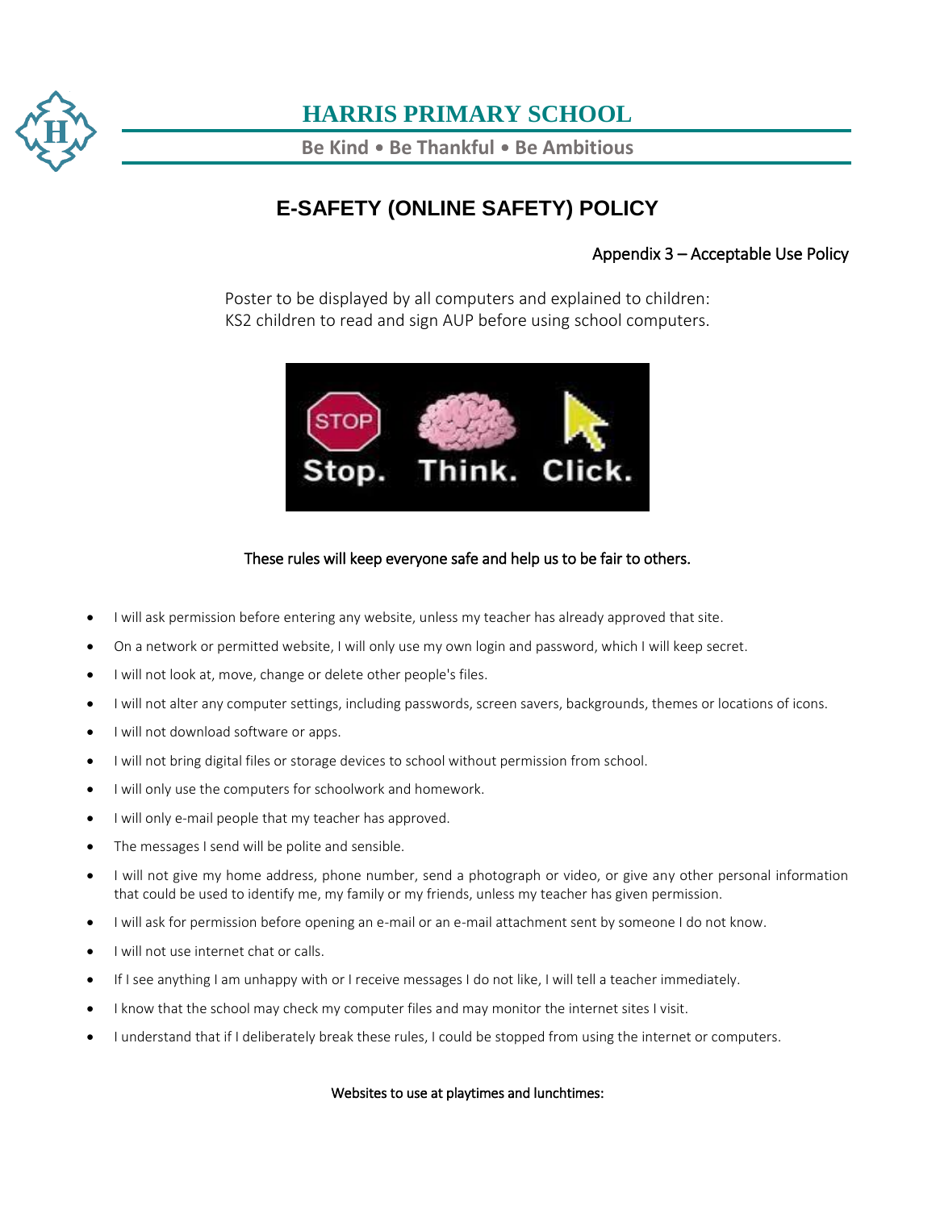# HARRIS PRIMARY SCHOOL

**Be Kind • Be Thankful • Be Ambitious**

## E-SAFETY (ONLINE SAFETY) POLICY

Appendix 3 – Acceptable Use Policy

Poster to be displayed by all computers and explained to children:
KS2 children to read and sign AUP before using school computers.

Stop. Think. Click.

These rules will keep everyone safe and help us to be fair to others.

- I will ask permission before entering any website, unless my teacher has already approved that site.
- On a network or permitted website, I will only use my own login and password, which I will keep secret.
- I will not look at, move, change or delete other people's files.
- I will not alter any computer settings, including passwords, screen savers, backgrounds, themes or locations of icons.
- I will not download software or apps.
- I will not bring digital files or storage devices to school without permission from school.
- I will only use the computers for schoolwork and homework.
- I will only e-mail people that my teacher has approved.
- The messages I send will be polite and sensible.
- I will not give my home address, phone number, send a photograph or video, or give any other personal information that could be used to identify me, my family or my friends, unless my teacher has given permission.
- I will ask for permission before opening an e-mail or an e-mail attachment sent by someone I do not know.
- I will not use internet chat or calls.
- If I see anything I am unhappy with or I receive messages I do not like, I will tell a teacher immediately.
- I know that the school may check my computer files and may monitor the internet sites I visit.
- I understand that if I deliberately break these rules, I could be stopped from using the internet or computers.

Websites to use at playtimes and lunchtimes: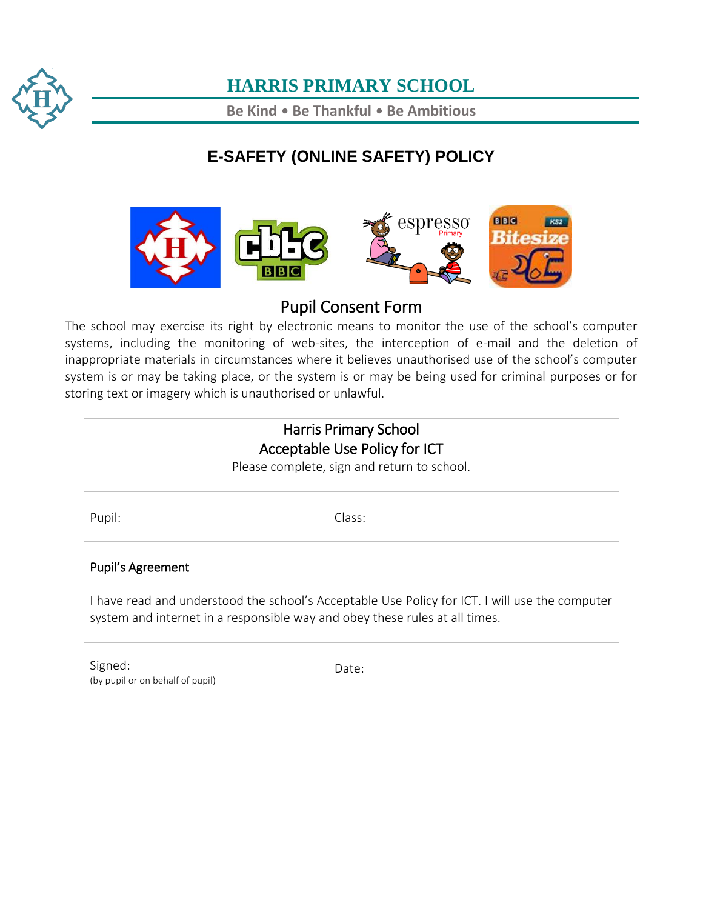# HARRIS PRIMARY SCHOOL

**Be Kind • Be Thankful • Be Ambitious**

## E-SAFETY (ONLINE SAFETY) POLICY

## Pupil Consent Form

The school may exercise its right by electronic means to monitor the use of the school's computer systems, including the monitoring of web-sites, the interception of e-mail and the deletion of inappropriate materials in circumstances where it believes unauthorised use of the school's computer system is or may be taking place, or the system is or may be being used for criminal purposes or for storing text or imagery which is unauthorised or unlawful.

| Harris Primary School<br>Acceptable Use Policy for ICT<br>Please complete, sign and return to school. | |
|---|---|
| Pupil: | Class: |
| **Pupil's Agreement**<br><br>I have read and understood the school's Acceptable Use Policy for ICT. I will use the computer system and internet in a responsible way and obey these rules at all times. | |
| Signed:<br>(by pupil or on behalf of pupil) | Date: |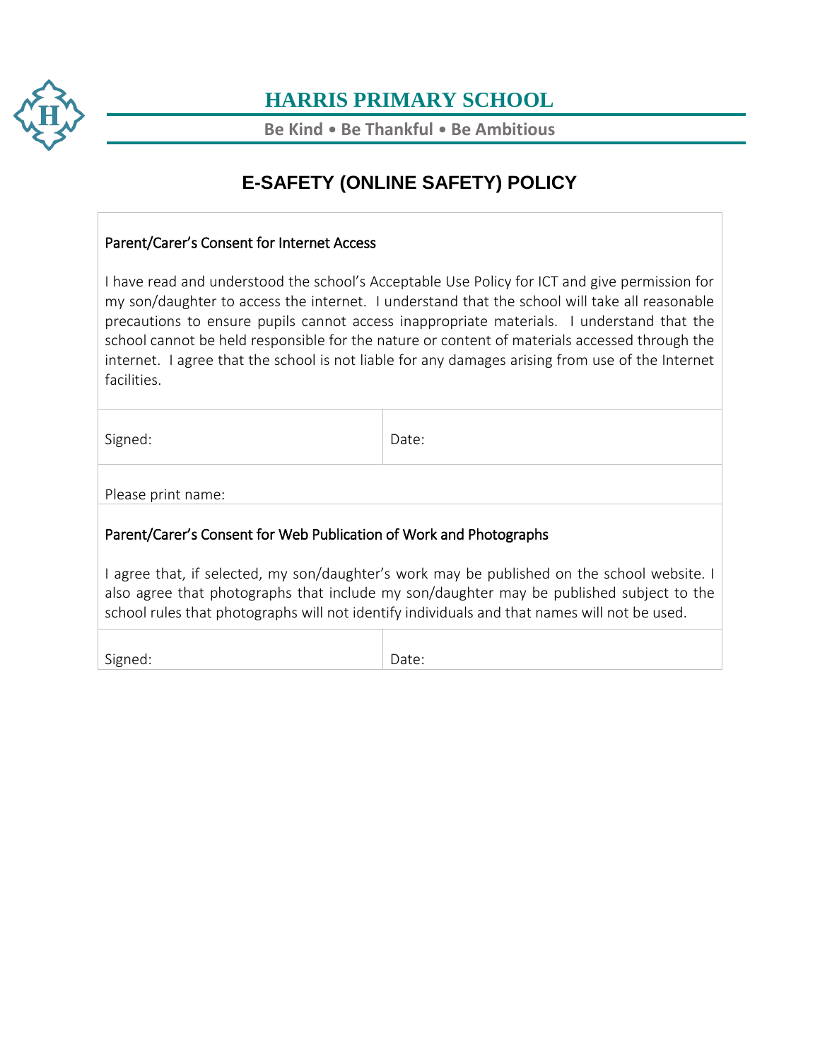# HARRIS PRIMARY SCHOOL

**Be Kind • Be Thankful • Be Ambitious**

## E-SAFETY (ONLINE SAFETY) POLICY

Parent/Carer's Consent for Internet Access

I have read and understood the school's Acceptable Use Policy for ICT and give permission for my son/daughter to access the internet. I understand that the school will take all reasonable precautions to ensure pupils cannot access inappropriate materials. I understand that the school cannot be held responsible for the nature or content of materials accessed through the internet. I agree that the school is not liable for any damages arising from use of the Internet facilities.

| | |
|---|---|
| Signed: | Date: |

Please print name:

Parent/Carer's Consent for Web Publication of Work and Photographs

I agree that, if selected, my son/daughter's work may be published on the school website. I also agree that photographs that include my son/daughter may be published subject to the school rules that photographs will not identify individuals and that names will not be used.

| | |
|---|---|
| Signed: | Date: |